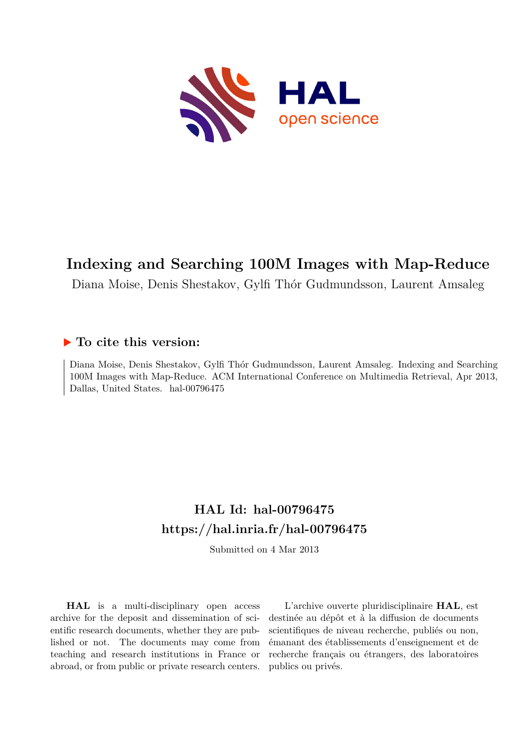# Indexing and Searching 100M Images with Map-Reduce

Diana Moise, Denis Shestakov, Gylfi Thór Gudmundsson, Laurent Amsaleg

## ▶ To cite this version:

Diana Moise, Denis Shestakov, Gylfi Thór Gudmundsson, Laurent Amsaleg. Indexing and Searching 100M Images with Map-Reduce. ACM International Conference on Multimedia Retrieval, Apr 2013, Dallas, United States. hal-00796475

## HAL Id: hal-00796475

## https://hal.inria.fr/hal-00796475

Submitted on 4 Mar 2013

**HAL** is a multi-disciplinary open access archive for the deposit and dissemination of scientific research documents, whether they are published or not. The documents may come from teaching and research institutions in France or abroad, or from public or private research centers.

L'archive ouverte pluridisciplinaire **HAL**, est destinée au dépôt et à la diffusion de documents scientifiques de niveau recherche, publiés ou non, émanant des établissements d'enseignement et de recherche français ou étrangers, des laboratoires publics ou privés.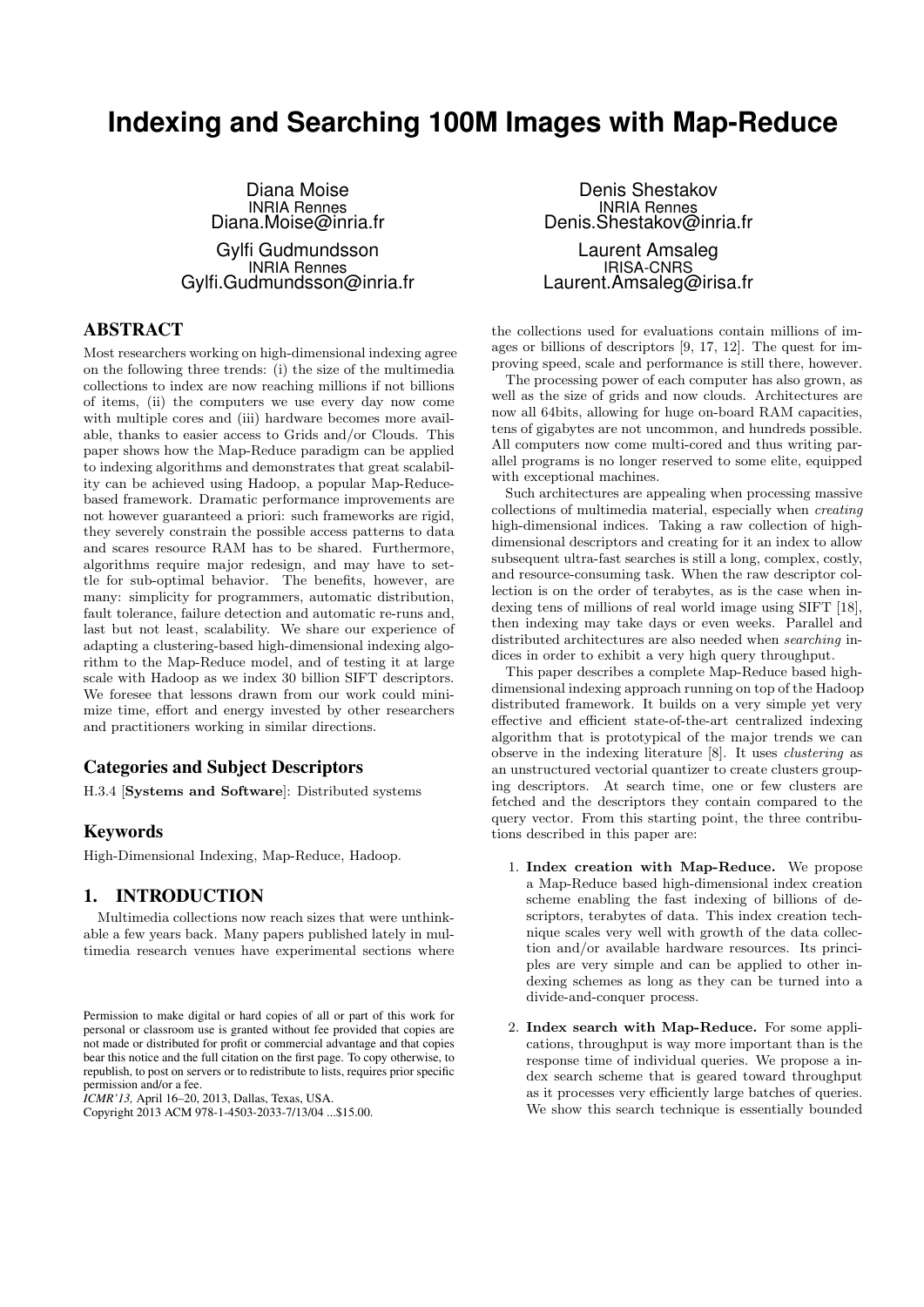# Indexing and Searching 100M Images with Map-Reduce

Diana Moise
INRIA Rennes
Diana.Moise@inria.fr

Denis Shestakov
INRIA Rennes
Denis.Shestakov@inria.fr

Gylfi Gudmundsson
INRIA Rennes
Gylfi.Gudmundsson@inria.fr

Laurent Amsaleg
IRISA-CNRS
Laurent.Amsaleg@irisa.fr

## ABSTRACT

Most researchers working on high-dimensional indexing agree on the following three trends: (i) the size of the multimedia collections to index are now reaching millions if not billions of items, (ii) the computers we use every day now come with multiple cores and (iii) hardware becomes more available, thanks to easier access to Grids and/or Clouds. This paper shows how the Map-Reduce paradigm can be applied to indexing algorithms and demonstrates that great scalability can be achieved using Hadoop, a popular Map-Reduce-based framework. Dramatic performance improvements are not however guaranteed a priori: such frameworks are rigid, they severely constrain the possible access patterns to data and scares resource RAM has to be shared. Furthermore, algorithms require major redesign, and may have to settle for sub-optimal behavior. The benefits, however, are many: simplicity for programmers, automatic distribution, fault tolerance, failure detection and automatic re-runs and, last but not least, scalability. We share our experience of adapting a clustering-based high-dimensional indexing algorithm to the Map-Reduce model, and of testing it at large scale with Hadoop as we index 30 billion SIFT descriptors. We foresee that lessons drawn from our work could minimize time, effort and energy invested by other researchers and practitioners working in similar directions.

### Categories and Subject Descriptors

H.3.4 [**Systems and Software**]: Distributed systems

### Keywords

High-Dimensional Indexing, Map-Reduce, Hadoop.

## 1. INTRODUCTION

Multimedia collections now reach sizes that were unthinkable a few years back. Many papers published lately in multimedia research venues have experimental sections where the collections used for evaluations contain millions of images or billions of descriptors [9, 17, 12]. The quest for improving speed, scale and performance is still there, however.

The processing power of each computer has also grown, as well as the size of grids and now clouds. Architectures are now all 64bits, allowing for huge on-board RAM capacities, tens of gigabytes are not uncommon, and hundreds possible. All computers now come multi-cored and thus writing parallel programs is no longer reserved to some elite, equipped with exceptional machines.

Such architectures are appealing when processing massive collections of multimedia material, especially when *creating* high-dimensional indices. Taking a raw collection of high-dimensional descriptors and creating for it an index to allow subsequent ultra-fast searches is still a long, complex, costly, and resource-consuming task. When the raw descriptor collection is on the order of terabytes, as is the case when indexing tens of millions of real world image using SIFT [18], then indexing may take days or even weeks. Parallel and distributed architectures are also needed when *searching* indices in order to exhibit a very high query throughput.

This paper describes a complete Map-Reduce based high-dimensional indexing approach running on top of the Hadoop distributed framework. It builds on a very simple yet very effective and efficient state-of-the-art centralized indexing algorithm that is prototypical of the major trends we can observe in the indexing literature [8]. It uses *clustering* as an unstructured vectorial quantizer to create clusters grouping descriptors. At search time, one or few clusters are fetched and the descriptors they contain compared to the query vector. From this starting point, the three contributions described in this paper are:

1. **Index creation with Map-Reduce.** We propose a Map-Reduce based high-dimensional index creation scheme enabling the fast indexing of billions of descriptors, terabytes of data. This index creation technique scales very well with growth of the data collection and/or available hardware resources. Its principles are very simple and can be applied to other indexing schemes as long as they can be turned into a divide-and-conquer process.

2. **Index search with Map-Reduce.** For some applications, throughput is way more important than is the response time of individual queries. We propose a index search scheme that is geared toward throughput as it processes very efficiently large batches of queries. We show this search technique is essentially bounded

Permission to make digital or hard copies of all or part of this work for personal or classroom use is granted without fee provided that copies are not made or distributed for profit or commercial advantage and that copies bear this notice and the full citation on the first page. To copy otherwise, to republish, to post on servers or to redistribute to lists, requires prior specific permission and/or a fee.
*ICMR'13,* April 16–20, 2013, Dallas, Texas, USA.
Copyright 2013 ACM 978-1-4503-2033-7/13/04 ...$15.00.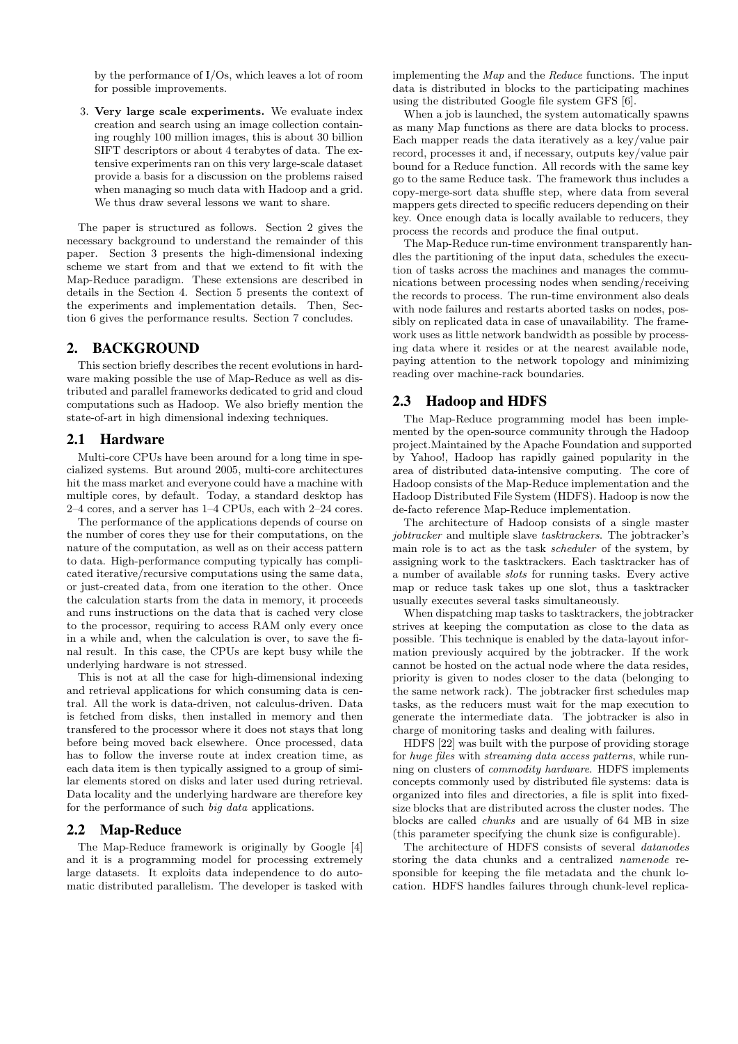by the performance of I/Os, which leaves a lot of room for possible improvements.

3. **Very large scale experiments.** We evaluate index creation and search using an image collection containing roughly 100 million images, this is about 30 billion SIFT descriptors or about 4 terabytes of data. The extensive experiments ran on this very large-scale dataset provide a basis for a discussion on the problems raised when managing so much data with Hadoop and a grid. We thus draw several lessons we want to share.

The paper is structured as follows. Section 2 gives the necessary background to understand the remainder of this paper. Section 3 presents the high-dimensional indexing scheme we start from and that we extend to fit with the Map-Reduce paradigm. These extensions are described in details in the Section 4. Section 5 presents the context of the experiments and implementation details. Then, Section 6 gives the performance results. Section 7 concludes.

## 2. BACKGROUND

This section briefly describes the recent evolutions in hardware making possible the use of Map-Reduce as well as distributed and parallel frameworks dedicated to grid and cloud computations such as Hadoop. We also briefly mention the state-of-art in high dimensional indexing techniques.

### 2.1 Hardware

Multi-core CPUs have been around for a long time in specialized systems. But around 2005, multi-core architectures hit the mass market and everyone could have a machine with multiple cores, by default. Today, a standard desktop has 2–4 cores, and a server has 1–4 CPUs, each with 2–24 cores.

The performance of the applications depends of course on the number of cores they use for their computations, on the nature of the computation, as well as on their access pattern to data. High-performance computing typically has complicated iterative/recursive computations using the same data, or just-created data, from one iteration to the other. Once the calculation starts from the data in memory, it proceeds and runs instructions on the data that is cached very close to the processor, requiring to access RAM only every once in a while and, when the calculation is over, to save the final result. In this case, the CPUs are kept busy while the underlying hardware is not stressed.

This is not at all the case for high-dimensional indexing and retrieval applications for which consuming data is central. All the work is data-driven, not calculus-driven. Data is fetched from disks, then installed in memory and then transfered to the processor where it does not stays that long before being moved back elsewhere. Once processed, data has to follow the inverse route at index creation time, as each data item is then typically assigned to a group of similar elements stored on disks and later used during retrieval. Data locality and the underlying hardware are therefore key for the performance of such *big data* applications.

### 2.2 Map-Reduce

The Map-Reduce framework is originally by Google [4] and it is a programming model for processing extremely large datasets. It exploits data independence to do automatic distributed parallelism. The developer is tasked with implementing the *Map* and the *Reduce* functions. The input data is distributed in blocks to the participating machines using the distributed Google file system GFS [6].

When a job is launched, the system automatically spawns as many Map functions as there are data blocks to process. Each mapper reads the data iteratively as a key/value pair record, processes it and, if necessary, outputs key/value pair bound for a Reduce function. All records with the same key go to the same Reduce task. The framework thus includes a copy-merge-sort data shuffle step, where data from several mappers gets directed to specific reducers depending on their key. Once enough data is locally available to reducers, they process the records and produce the final output.

The Map-Reduce run-time environment transparently handles the partitioning of the input data, schedules the execution of tasks across the machines and manages the communications between processing nodes when sending/receiving the records to process. The run-time environment also deals with node failures and restarts aborted tasks on nodes, possibly on replicated data in case of unavailability. The framework uses as little network bandwidth as possible by processing data where it resides or at the nearest available node, paying attention to the network topology and minimizing reading over machine-rack boundaries.

### 2.3 Hadoop and HDFS

The Map-Reduce programming model has been implemented by the open-source community through the Hadoop project.Maintained by the Apache Foundation and supported by Yahoo!, Hadoop has rapidly gained popularity in the area of distributed data-intensive computing. The core of Hadoop consists of the Map-Reduce implementation and the Hadoop Distributed File System (HDFS). Hadoop is now the de-facto reference Map-Reduce implementation.

The architecture of Hadoop consists of a single master *jobtracker* and multiple slave *tasktrackers*. The jobtracker's main role is to act as the task *scheduler* of the system, by assigning work to the tasktrackers. Each tasktracker has of a number of available *slots* for running tasks. Every active map or reduce task takes up one slot, thus a tasktracker usually executes several tasks simultaneously.

When dispatching map tasks to tasktrackers, the jobtracker strives at keeping the computation as close to the data as possible. This technique is enabled by the data-layout information previously acquired by the jobtracker. If the work cannot be hosted on the actual node where the data resides, priority is given to nodes closer to the data (belonging to the same network rack). The jobtracker first schedules map tasks, as the reducers must wait for the map execution to generate the intermediate data. The jobtracker is also in charge of monitoring tasks and dealing with failures.

HDFS [22] was built with the purpose of providing storage for *huge files* with *streaming data access patterns*, while running on clusters of *commodity hardware*. HDFS implements concepts commonly used by distributed file systems: data is organized into files and directories, a file is split into fixed-size blocks that are distributed across the cluster nodes. The blocks are called *chunks* and are usually of 64 MB in size (this parameter specifying the chunk size is configurable).

The architecture of HDFS consists of several *datanodes* storing the data chunks and a centralized *namenode* responsible for keeping the file metadata and the chunk location. HDFS handles failures through chunk-level replica-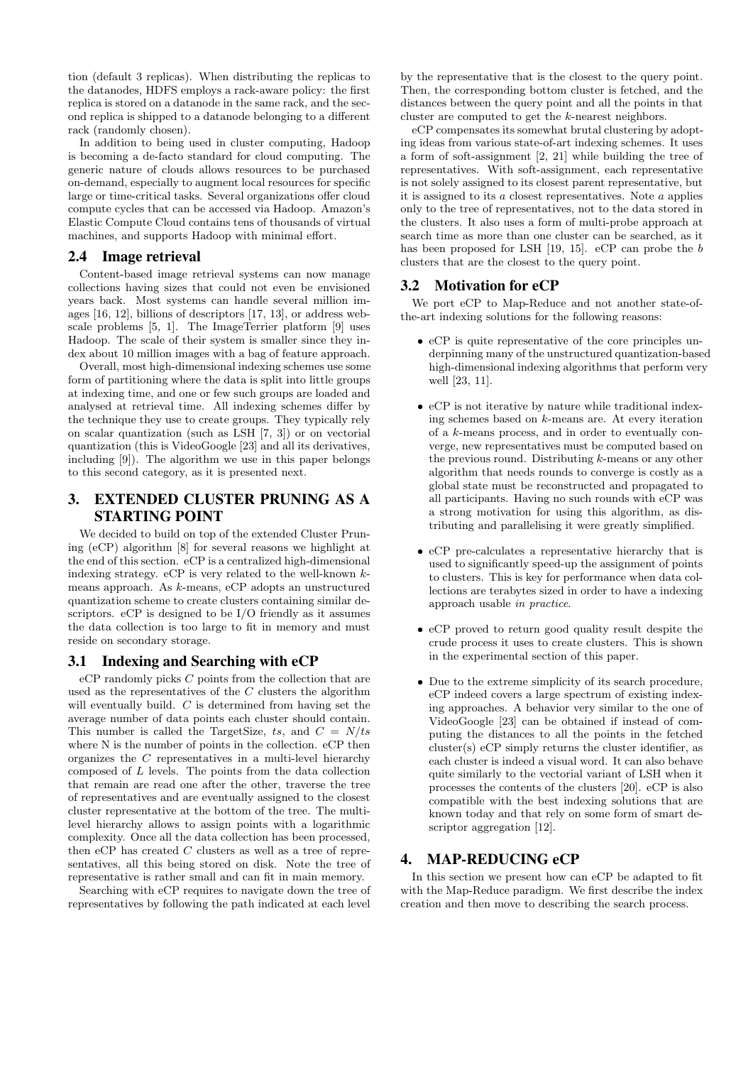tion (default 3 replicas). When distributing the replicas to the datanodes, HDFS employs a rack-aware policy: the first replica is stored on a datanode in the same rack, and the second replica is shipped to a datanode belonging to a different rack (randomly chosen).

In addition to being used in cluster computing, Hadoop is becoming a de-facto standard for cloud computing. The generic nature of clouds allows resources to be purchased on-demand, especially to augment local resources for specific large or time-critical tasks. Several organizations offer cloud compute cycles that can be accessed via Hadoop. Amazon's Elastic Compute Cloud contains tens of thousands of virtual machines, and supports Hadoop with minimal effort.

## 2.4 Image retrieval

Content-based image retrieval systems can now manage collections having sizes that could not even be envisioned years back. Most systems can handle several million images [16, 12], billions of descriptors [17, 13], or address web-scale problems [5, 1]. The ImageTerrier platform [9] uses Hadoop. The scale of their system is smaller since they index about 10 million images with a bag of feature approach.

Overall, most high-dimensional indexing schemes use some form of partitioning where the data is split into little groups at indexing time, and one or few such groups are loaded and analysed at retrieval time. All indexing schemes differ by the technique they use to create groups. They typically rely on scalar quantization (such as LSH [7, 3]) or on vectorial quantization (this is VideoGoogle [23] and all its derivatives, including [9]). The algorithm we use in this paper belongs to this second category, as it is presented next.

# 3. EXTENDED CLUSTER PRUNING AS A STARTING POINT

We decided to build on top of the extended Cluster Pruning (eCP) algorithm [8] for several reasons we highlight at the end of this section. eCP is a centralized high-dimensional indexing strategy. eCP is very related to the well-known $k$-means approach. As $k$-means, eCP adopts an unstructured quantization scheme to create clusters containing similar descriptors. eCP is designed to be I/O friendly as it assumes the data collection is too large to fit in memory and must reside on secondary storage.

## 3.1 Indexing and Searching with eCP

eCP randomly picks $C$ points from the collection that are used as the representatives of the $C$ clusters the algorithm will eventually build. $C$ is determined from having set the average number of data points each cluster should contain. This number is called the TargetSize, $ts$, and $C = N/ts$ where N is the number of points in the collection. eCP then organizes the $C$ representatives in a multi-level hierarchy composed of $L$ levels. The points from the data collection that remain are read one after the other, traverse the tree of representatives and are eventually assigned to the closest cluster representative at the bottom of the tree. The multi-level hierarchy allows to assign points with a logarithmic complexity. Once all the data collection has been processed, then eCP has created $C$ clusters as well as a tree of representatives, all this being stored on disk. Note the tree of representative is rather small and can fit in main memory.

Searching with eCP requires to navigate down the tree of representatives by following the path indicated at each level by the representative that is the closest to the query point. Then, the corresponding bottom cluster is fetched, and the distances between the query point and all the points in that cluster are computed to get the $k$-nearest neighbors.

eCP compensates its somewhat brutal clustering by adopting ideas from various state-of-art indexing schemes. It uses a form of soft-assignment [2, 21] while building the tree of representatives. With soft-assignment, each representative is not solely assigned to its closest parent representative, but it is assigned to its $a$ closest representatives. Note $a$ applies only to the tree of representatives, not to the data stored in the clusters. It also uses a form of multi-probe approach at search time as more than one cluster can be searched, as it has been proposed for LSH [19, 15]. eCP can probe the $b$ clusters that are the closest to the query point.

## 3.2 Motivation for eCP

We port eCP to Map-Reduce and not another state-of-the-art indexing solutions for the following reasons:

- eCP is quite representative of the core principles underpinning many of the unstructured quantization-based high-dimensional indexing algorithms that perform very well [23, 11].
- eCP is not iterative by nature while traditional indexing schemes based on $k$-means are. At every iteration of a $k$-means process, and in order to eventually converge, new representatives must be computed based on the previous round. Distributing $k$-means or any other algorithm that needs rounds to converge is costly as a global state must be reconstructed and propagated to all participants. Having no such rounds with eCP was a strong motivation for using this algorithm, as distributing and parallelising it were greatly simplified.
- eCP pre-calculates a representative hierarchy that is used to significantly speed-up the assignment of points to clusters. This is key for performance when data collections are terabytes sized in order to have a indexing approach usable *in practice*.
- eCP proved to return good quality result despite the crude process it uses to create clusters. This is shown in the experimental section of this paper.
- Due to the extreme simplicity of its search procedure, eCP indeed covers a large spectrum of existing indexing approaches. A behavior very similar to the one of VideoGoogle [23] can be obtained if instead of computing the distances to all the points in the fetched cluster(s) eCP simply returns the cluster identifier, as each cluster is indeed a visual word. It can also behave quite similarly to the vectorial variant of LSH when it processes the contents of the clusters [20]. eCP is also compatible with the best indexing solutions that are known today and that rely on some form of smart descriptor aggregation [12].

# 4. MAP-REDUCING eCP

In this section we present how can eCP be adapted to fit with the Map-Reduce paradigm. We first describe the index creation and then move to describing the search process.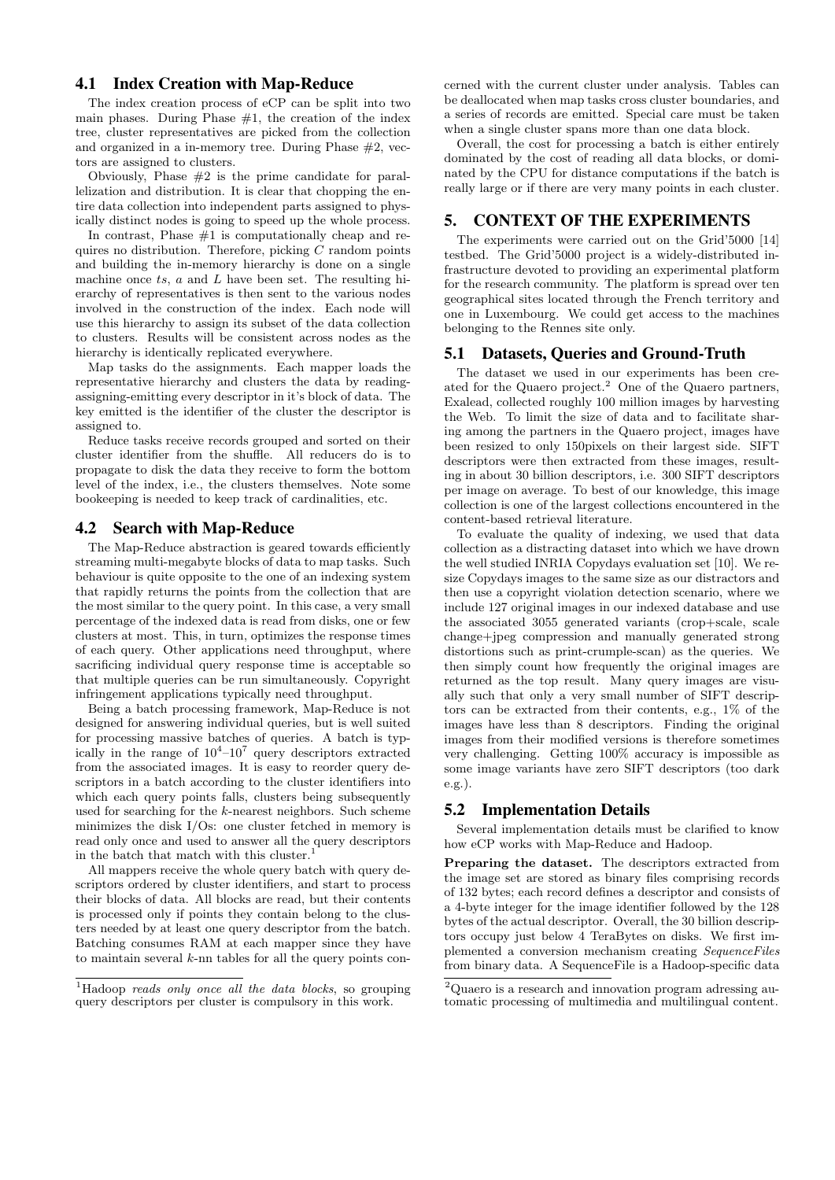### 4.1 Index Creation with Map-Reduce

The index creation process of eCP can be split into two main phases. During Phase #1, the creation of the index tree, cluster representatives are picked from the collection and organized in a in-memory tree. During Phase #2, vectors are assigned to clusters.

Obviously, Phase #2 is the prime candidate for parallelization and distribution. It is clear that chopping the entire data collection into independent parts assigned to physically distinct nodes is going to speed up the whole process.

In contrast, Phase #1 is computationally cheap and requires no distribution. Therefore, picking $C$ random points and building the in-memory hierarchy is done on a single machine once $ts$, $a$ and $L$ have been set. The resulting hierarchy of representatives is then sent to the various nodes involved in the construction of the index. Each node will use this hierarchy to assign its subset of the data collection to clusters. Results will be consistent across nodes as the hierarchy is identically replicated everywhere.

Map tasks do the assignments. Each mapper loads the representative hierarchy and clusters the data by reading-assigning-emitting every descriptor in it's block of data. The key emitted is the identifier of the cluster the descriptor is assigned to.

Reduce tasks receive records grouped and sorted on their cluster identifier from the shuffle. All reducers do is to propagate to disk the data they receive to form the bottom level of the index, i.e., the clusters themselves. Note some bookkeeping is needed to keep track of cardinalities, etc.

### 4.2 Search with Map-Reduce

The Map-Reduce abstraction is geared towards efficiently streaming multi-megabyte blocks of data to map tasks. Such behaviour is quite opposite to the one of an indexing system that rapidly returns the points from the collection that are the most similar to the query point. In this case, a very small percentage of the indexed data is read from disks, one or few clusters at most. This, in turn, optimizes the response times of each query. Other applications need throughput, where sacrificing individual query response time is acceptable so that multiple queries can be run simultaneously. Copyright infringement applications typically need throughput.

Being a batch processing framework, Map-Reduce is not designed for answering individual queries, but is well suited for processing massive batches of queries. A batch is typically in the range of $10^4$–$10^7$ query descriptors extracted from the associated images. It is easy to reorder query descriptors in a batch according to the cluster identifiers into which each query points falls, clusters being subsequently used for searching for the $k$-nearest neighbors. Such scheme minimizes the disk I/Os: one cluster fetched in memory is read only once and used to answer all the query descriptors in the batch that match with this cluster.[1]

All mappers receive the whole query batch with query descriptors ordered by cluster identifiers, and start to process their blocks of data. All blocks are read, but their contents is processed only if points they contain belong to the clusters needed by at least one query descriptor from the batch. Batching consumes RAM at each mapper since they have to maintain several $k$-nn tables for all the query points concerned with the current cluster under analysis. Tables can be deallocated when map tasks cross cluster boundaries, and a series of records are emitted. Special care must be taken when a single cluster spans more than one data block.

Overall, the cost for processing a batch is either entirely dominated by the cost of reading all data blocks, or dominated by the CPU for distance computations if the batch is really large or if there are very many points in each cluster.

[1] Hadoop *reads only once all the data blocks*, so grouping query descriptors per cluster is compulsory in this work.

## 5. CONTEXT OF THE EXPERIMENTS

The experiments were carried out on the Grid'5000 [14] testbed. The Grid'5000 project is a widely-distributed infrastructure devoted to providing an experimental platform for the research community. The platform is spread over ten geographical sites located through the French territory and one in Luxembourg. We could get access to the machines belonging to the Rennes site only.

### 5.1 Datasets, Queries and Ground-Truth

The dataset we used in our experiments has been created for the Quaero project.[2] One of the Quaero partners, Exalead, collected roughly 100 million images by harvesting the Web. To limit the size of data and to facilitate sharing among the partners in the Quaero project, images have been resized to only 150pixels on their largest side. SIFT descriptors were then extracted from these images, resulting in about 30 billion descriptors, i.e. 300 SIFT descriptors per image on average. To best of our knowledge, this image collection is one of the largest collections encountered in the content-based retrieval literature.

To evaluate the quality of indexing, we used that data collection as a distracting dataset into which we have drown the well studied INRIA Copydays evaluation set [10]. We resize Copydays images to the same size as our distractors and then use a copyright violation detection scenario, where we include 127 original images in our indexed database and use the associated 3055 generated variants (crop+scale, scale change+jpeg compression and manually generated strong distortions such as print-crumple-scan) as the queries. We then simply count how frequently the original images are returned as the top result. Many query images are visually such that only a very small number of SIFT descriptors can be extracted from their contents, e.g., 1% of the images have less than 8 descriptors. Finding the original images from their modified versions is therefore sometimes very challenging. Getting 100% accuracy is impossible as some image variants have zero SIFT descriptors (too dark e.g.).

### 5.2 Implementation Details

Several implementation details must be clarified to know how eCP works with Map-Reduce and Hadoop.

**Preparing the dataset.** The descriptors extracted from the image set are stored as binary files comprising records of 132 bytes; each record defines a descriptor and consists of a 4-byte integer for the image identifier followed by the 128 bytes of the actual descriptor. Overall, the 30 billion descriptors occupy just below 4 TeraBytes on disks. We first implemented a conversion mechanism creating *SequenceFiles* from binary data. A SequenceFile is a Hadoop-specific data

[2] Quaero is a research and innovation program adressing automatic processing of multimedia and multilingual content.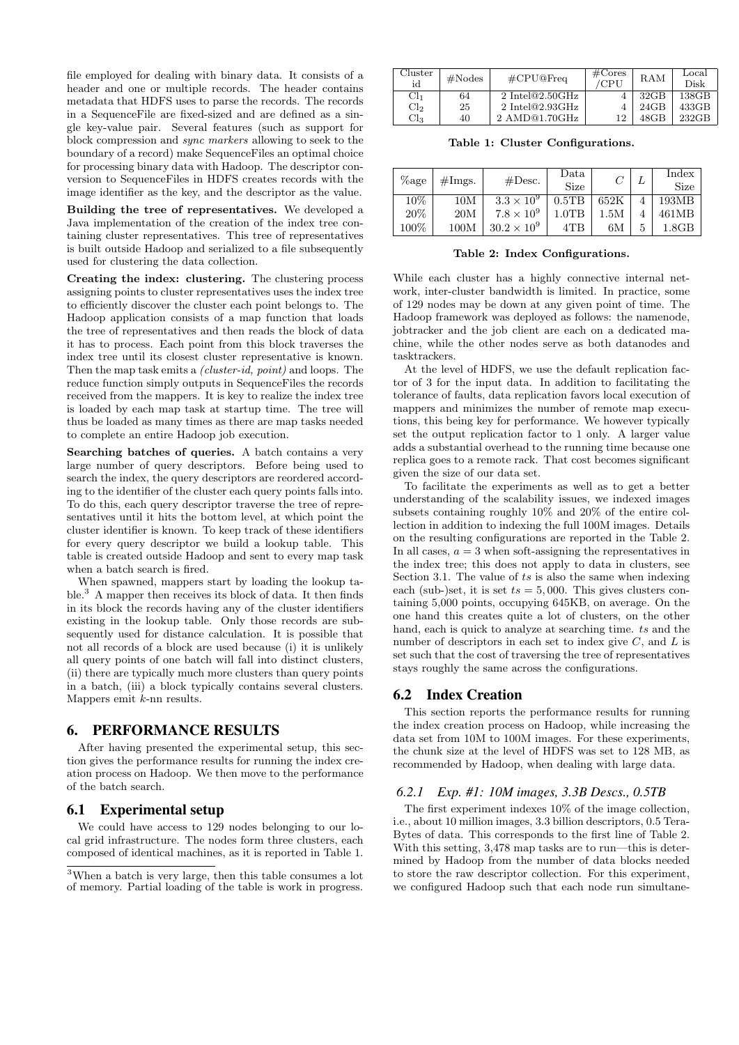file employed for dealing with binary data. It consists of a header and one or multiple records. The header contains metadata that HDFS uses to parse the records. The records in a SequenceFile are fixed-sized and are defined as a single key-value pair. Several features (such as support for block compression and *sync markers* allowing to seek to the boundary of a record) make SequenceFiles an optimal choice for processing binary data with Hadoop. The descriptor conversion to SequenceFiles in HDFS creates records with the image identifier as the key, and the descriptor as the value.

**Building the tree of representatives.** We developed a Java implementation of the creation of the index tree containing cluster representatives. This tree of representatives is built outside Hadoop and serialized to a file subsequently used for clustering the data collection.

**Creating the index: clustering.** The clustering process assigning points to cluster representatives uses the index tree to efficiently discover the cluster each point belongs to. The Hadoop application consists of a map function that loads the tree of representatives and then reads the block of data it has to process. Each point from this block traverses the index tree until its closest cluster representative is known. Then the map task emits a *(cluster-id, point)* and loops. The reduce function simply outputs in SequenceFiles the records received from the mappers. It is key to realize the index tree is loaded by each map task at startup time. The tree will thus be loaded as many times as there are map tasks needed to complete an entire Hadoop job execution.

**Searching batches of queries.** A batch contains a very large number of query descriptors. Before being used to search the index, the query descriptors are reordered according to the identifier of the cluster each query points falls into. To do this, each query descriptor traverse the tree of representatives until it hits the bottom level, at which point the cluster identifier is known. To keep track of these identifiers for every query descriptor we build a lookup table. This table is created outside Hadoop and sent to every map task when a batch search is fired.

When spawned, mappers start by loading the lookup table.[3] A mapper then receives its block of data. It then finds in its block the records having any of the cluster identifiers existing in the lookup table. Only those records are subsequently used for distance calculation. It is possible that not all records of a block are used because (i) it is unlikely all query points of one batch will fall into distinct clusters, (ii) there are typically much more clusters than query points in a batch, (iii) a block typically contains several clusters. Mappers emit $k$-nn results.

## 6. PERFORMANCE RESULTS

After having presented the experimental setup, this section gives the performance results for running the index creation process on Hadoop. We then move to the performance of the batch search.

### 6.1 Experimental setup

We could have access to 129 nodes belonging to our local grid infrastructure. The nodes form three clusters, each composed of identical machines, as it is reported in Table 1.

[3]When a batch is very large, then this table consumes a lot of memory. Partial loading of the table is work in progress.

| Cluster id | #Nodes | #CPU@Freq | #Cores /CPU | RAM | Local Disk |
|---|---|---|---|---|---|
| $Cl_1$ | 64 | 2 Intel@2.50GHz | 4 | 32GB | 138GB |
| $Cl_2$ | 25 | 2 Intel@2.93GHz | 4 | 24GB | 433GB |
| $Cl_3$ | 40 | 2 AMD@1.70GHz | 12 | 48GB | 232GB |

**Table 1: Cluster Configurations.**

| %age | #Imgs. | #Desc. | Data Size | $C$ | $L$ | Index Size |
|---|---|---|---|---|---|---|
| 10% | 10M | $3.3 \times 10^9$ | 0.5TB | 652K | 4 | 193MB |
| 20% | 20M | $7.8 \times 10^9$ | 1.0TB | 1.5M | 4 | 461MB |
| 100% | 100M | $30.2 \times 10^9$ | 4TB | 6M | 5 | 1.8GB |

**Table 2: Index Configurations.**

While each cluster has a highly connective internal network, inter-cluster bandwidth is limited. In practice, some of 129 nodes may be down at any given point of time. The Hadoop framework was deployed as follows: the namenode, jobtracker and the job client are each on a dedicated machine, while the other nodes serve as both datanodes and tasktrackers.

At the level of HDFS, we use the default replication factor of 3 for the input data. In addition to facilitating the tolerance of faults, data replication favors local execution of mappers and minimizes the number of remote map executions, this being key for performance. We however typically set the output replication factor to 1 only. A larger value adds a substantial overhead to the running time because one replica goes to a remote rack. That cost becomes significant given the size of our data set.

To facilitate the experiments as well as to get a better understanding of the scalability issues, we indexed images subsets containing roughly 10% and 20% of the entire collection in addition to indexing the full 100M images. Details on the resulting configurations are reported in the Table 2. In all cases, $a = 3$ when soft-assigning the representatives in the index tree; this does not apply to data in clusters, see Section 3.1. The value of $ts$ is also the same when indexing each (sub-)set, it is set $ts = 5,000$. This gives clusters containing 5,000 points, occupying 645KB, on average. On the one hand this creates quite a lot of clusters, on the other hand, each is quick to analyze at searching time. $ts$ and the number of descriptors in each set to index give $C$, and $L$ is set such that the cost of traversing the tree of representatives stays roughly the same across the configurations.

### 6.2 Index Creation

This section reports the performance results for running the index creation process on Hadoop, while increasing the data set from 10M to 100M images. For these experiments, the chunk size at the level of HDFS was set to 128 MB, as recommended by Hadoop, when dealing with large data.

#### 6.2.1 Exp. #1: 10M images, 3.3B Descs., 0.5TB

The first experiment indexes 10% of the image collection, i.e., about 10 million images, 3.3 billion descriptors, 0.5 TeraBytes of data. This corresponds to the first line of Table 2. With this setting, 3,478 map tasks are to run—this is determined by Hadoop from the number of data blocks needed to store the raw descriptor collection. For this experiment, we configured Hadoop such that each node run simultane-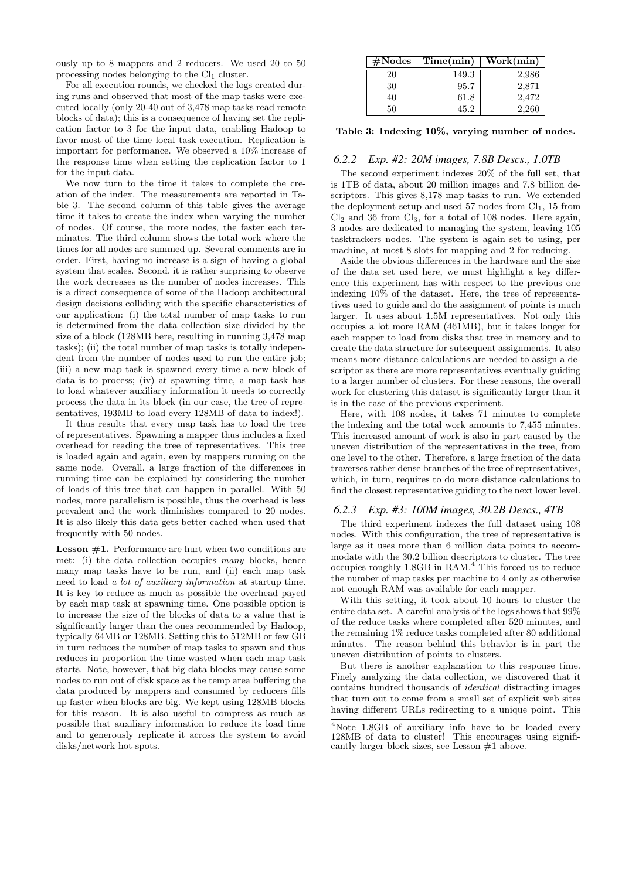ously up to 8 mappers and 2 reducers. We used 20 to 50 processing nodes belonging to the $Cl_1$ cluster.

For all execution rounds, we checked the logs created during runs and observed that most of the map tasks were executed locally (only 20-40 out of 3,478 map tasks read remote blocks of data); this is a consequence of having set the replication factor to 3 for the input data, enabling Hadoop to favor most of the time local task execution. Replication is important for performance. We observed a 10% increase of the response time when setting the replication factor to 1 for the input data.

We now turn to the time it takes to complete the creation of the index. The measurements are reported in Table 3. The second column of this table gives the average time it takes to create the index when varying the number of nodes. Of course, the more nodes, the faster each terminates. The third column shows the total work where the times for all nodes are summed up. Several comments are in order. First, having no increase is a sign of having a global system that scales. Second, it is rather surprising to observe the work decreases as the number of nodes increases. This is a direct consequence of some of the Hadoop architectural design decisions colliding with the specific characteristics of our application: (i) the total number of map tasks to run is determined from the data collection size divided by the size of a block (128MB here, resulting in running 3,478 map tasks); (ii) the total number of map tasks is totally independent from the number of nodes used to run the entire job; (iii) a new map task is spawned every time a new block of data is to process; (iv) at spawning time, a map task has to load whatever auxiliary information it needs to correctly process the data in its block (in our case, the tree of representatives, 193MB to load every 128MB of data to index!).

It thus results that every map task has to load the tree of representatives. Spawning a mapper thus includes a fixed overhead for reading the tree of representatives. This tree is loaded again and again, even by mappers running on the same node. Overall, a large fraction of the differences in running time can be explained by considering the number of loads of this tree that can happen in parallel. With 50 nodes, more parallelism is possible, thus the overhead is less prevalent and the work diminishes compared to 20 nodes. It is also likely this data gets better cached when used that frequently with 50 nodes.

**Lesson #1.** Performance are hurt when two conditions are met: (i) the data collection occupies *many* blocks, hence many map tasks have to be run, and (ii) each map task need to load *a lot of auxiliary information* at startup time. It is key to reduce as much as possible the overhead payed by each map task at spawning time. One possible option is to increase the size of the blocks of data to a value that is significantly larger than the ones recommended by Hadoop, typically 64MB or 128MB. Setting this to 512MB or few GB in turn reduces the number of map tasks to spawn and thus reduces in proportion the time wasted when each map task starts. Note, however, that big data blocks may cause some nodes to run out of disk space as the temp area buffering the data produced by mappers and consumed by reducers fills up faster when blocks are big. We kept using 128MB blocks for this reason. It is also useful to compress as much as possible that auxiliary information to reduce its load time and to generously replicate it across the system to avoid disks/network hot-spots.

| #Nodes | Time(min) | Work(min) |
|---|---|---|
| 20 | 149.3 | 2,986 |
| 30 | 95.7 | 2,871 |
| 40 | 61.8 | 2,472 |
| 50 | 45.2 | 2,260 |

**Table 3: Indexing 10%, varying number of nodes.**

### 6.2.2 Exp. #2: 20M images, 7.8B Descs., 1.0TB

The second experiment indexes 20% of the full set, that is 1TB of data, about 20 million images and 7.8 billion descriptors. This gives 8,178 map tasks to run. We extended the deployment setup and used 57 nodes from $Cl_1$, 15 from $Cl_2$ and 36 from $Cl_3$, for a total of 108 nodes. Here again, 3 nodes are dedicated to managing the system, leaving 105 tasktrackers nodes. The system is again set to using, per machine, at most 8 slots for mapping and 2 for reducing.

Aside the obvious differences in the hardware and the size of the data set used here, we must highlight a key difference this experiment has with respect to the previous one indexing 10% of the dataset. Here, the tree of representatives used to guide and do the assignment of points is much larger. It uses about 1.5M representatives. Not only this occupies a lot more RAM (461MB), but it takes longer for each mapper to load from disks that tree in memory and to create the data structure for subsequent assignments. It also means more distance calculations are needed to assign a descriptor as there are more representatives eventually guiding to a larger number of clusters. For these reasons, the overall work for clustering this dataset is significantly larger than it is in the case of the previous experiment.

Here, with 108 nodes, it takes 71 minutes to complete the indexing and the total work amounts to 7,455 minutes. This increased amount of work is also in part caused by the uneven distribution of the representatives in the tree, from one level to the other. Therefore, a large fraction of the data traverses rather dense branches of the tree of representatives, which, in turn, requires to do more distance calculations to find the closest representative guiding to the next lower level.

### 6.2.3 Exp. #3: 100M images, 30.2B Descs., 4TB

The third experiment indexes the full dataset using 108 nodes. With this configuration, the tree of representative is large as it uses more than 6 million data points to accommodate with the 30.2 billion descriptors to cluster. The tree occupies roughly 1.8GB in RAM.[4] This forced us to reduce the number of map tasks per machine to 4 only as otherwise not enough RAM was available for each mapper.

With this setting, it took about 10 hours to cluster the entire data set. A careful analysis of the logs shows that 99% of the reduce tasks where completed after 520 minutes, and the remaining 1% reduce tasks completed after 80 additional minutes. The reason behind this behavior is in part the uneven distribution of points to clusters.

But there is another explanation to this response time. Finely analyzing the data collection, we discovered that it contains hundred thousands of *identical* distracting images that turn out to come from a small set of explicit web sites having different URLs redirecting to a unique point. This

[4]Note 1.8GB of auxiliary info have to be loaded every 128MB of data to cluster! This encourages using significantly larger block sizes, see Lesson #1 above.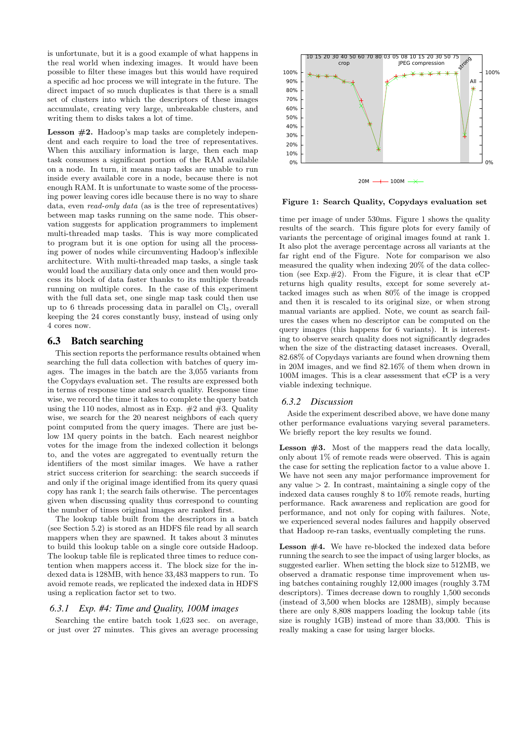is unfortunate, but it is a good example of what happens in the real world when indexing images. It would have been possible to filter these images but this would have required a specific ad hoc process we will integrate in the future. The direct impact of so much duplicates is that there is a small set of clusters into which the descriptors of these images accumulate, creating very large, unbreakable clusters, and writing them to disks takes a lot of time.

**Lesson #2.** Hadoop's map tasks are completely independent and each require to load the tree of representatives. When this auxiliary information is large, then each map task consumes a significant portion of the RAM available on a node. In turn, it means map tasks are unable to run inside every available core in a node, because there is not enough RAM. It is unfortunate to waste some of the processing power leaving cores idle because there is no way to share data, even *read-only data* (as is the tree of representatives) between map tasks running on the same node. This observation suggests for application programmers to implement multi-threaded map tasks. This is way more complicated to program but it is one option for using all the processing power of nodes while circumventing Hadoop's inflexible architecture. With multi-threaded map tasks, a single task would load the auxiliary data only once and then would process its block of data faster thanks to its multiple threads running on multiple cores. In the case of this experiment with the full data set, one single map task could then use up to 6 threads processing data in parallel on $Cl_3$, overall keeping the 24 cores constantly busy, instead of using only 4 cores now.

## 6.3 Batch searching

This section reports the performance results obtained when searching the full data collection with batches of query images. The images in the batch are the 3,055 variants from the Copydays evaluation set. The results are expressed both in terms of response time and search quality. Response time wise, we record the time it takes to complete the query batch using the 110 nodes, almost as in Exp. #2 and #3. Quality wise, we search for the 20 nearest neighbors of each query point computed from the query images. There are just below 1M query points in the batch. Each nearest neighbor votes for the image from the indexed collection it belongs to, and the votes are aggregated to eventually return the identifiers of the most similar images. We have a rather strict success criterion for searching: the search succeeds if and only if the original image identified from its query quasi copy has rank 1; the search fails otherwise. The percentages given when discussing quality thus correspond to counting the number of times original images are ranked first.

The lookup table built from the descriptors in a batch (see Section 5.2) is stored as an HDFS file read by all search mappers when they are spawned. It takes about 3 minutes to build this lookup table on a single core outside Hadoop. The lookup table file is replicated three times to reduce contention when mappers access it. The block size for the indexed data is 128MB, with hence 33,483 mappers to run. To avoid remote reads, we replicated the indexed data in HDFS using a replication factor set to two.

### 6.3.1 Exp. #4: Time and Quality, 100M images

Searching the entire batch took 1,623 sec. on average, or just over 27 minutes. This gives an average processing

10 15 20 30 40 50 60 70 80 03 05 08 10 15 20 30 50 75
crop
JPEG compression
strong
All
100% 90% 80% 70% 60% 50% 40% 30% 20% 10% 0%
100%
0%
20M 100M

**Figure 1: Search Quality, Copydays evaluation set**

time per image of under 530ms. Figure 1 shows the quality results of the search. This figure plots for every family of variants the percentage of original images found at rank 1. It also plot the average percentage across all variants at the far right end of the Figure. Note for comparison we also measured the quality when indexing 20% of the data collection (see Exp.#2). From the Figure, it is clear that eCP returns high quality results, except for some severely attacked images such as when 80% of the image is cropped and then it is rescaled to its original size, or when strong manual variants are applied. Note, we count as search failures the cases when no descriptor can be computed on the query images (this happens for 6 variants). It is interesting to observe search quality does not significantly degrades when the size of the distracting dataset increases. Overall, 82.68% of Copydays variants are found when drowning them in 20M images, and we find 82.16% of them when drown in 100M images. This is a clear assessment that eCP is a very viable indexing technique.

### 6.3.2 Discussion

Aside the experiment described above, we have done many other performance evaluations varying several parameters. We briefly report the key results we found.

**Lesson #3.** Most of the mappers read the data locally, only about 1% of remote reads were observed. This is again the case for setting the replication factor to a value above 1. We have not seen any major performance improvement for any value > 2. In contrast, maintaining a single copy of the indexed data causes roughly 8 to 10% remote reads, hurting performance. Rack awareness and replication are good for performance, and not only for coping with failures. Note, we experienced several nodes failures and happily observed that Hadoop re-ran tasks, eventually completing the runs.

**Lesson #4.** We have re-blocked the indexed data before running the search to see the impact of using larger blocks, as suggested earlier. When setting the block size to 512MB, we observed a dramatic response time improvement when using batches containing roughly 12,000 images (roughly 3.7M descriptors). Times decrease down to roughly 1,500 seconds (instead of 3,500 when blocks are 128MB), simply because there are only 8,808 mappers loading the lookup table (its size is roughly 1GB) instead of more than 33,000. This is really making a case for using larger blocks.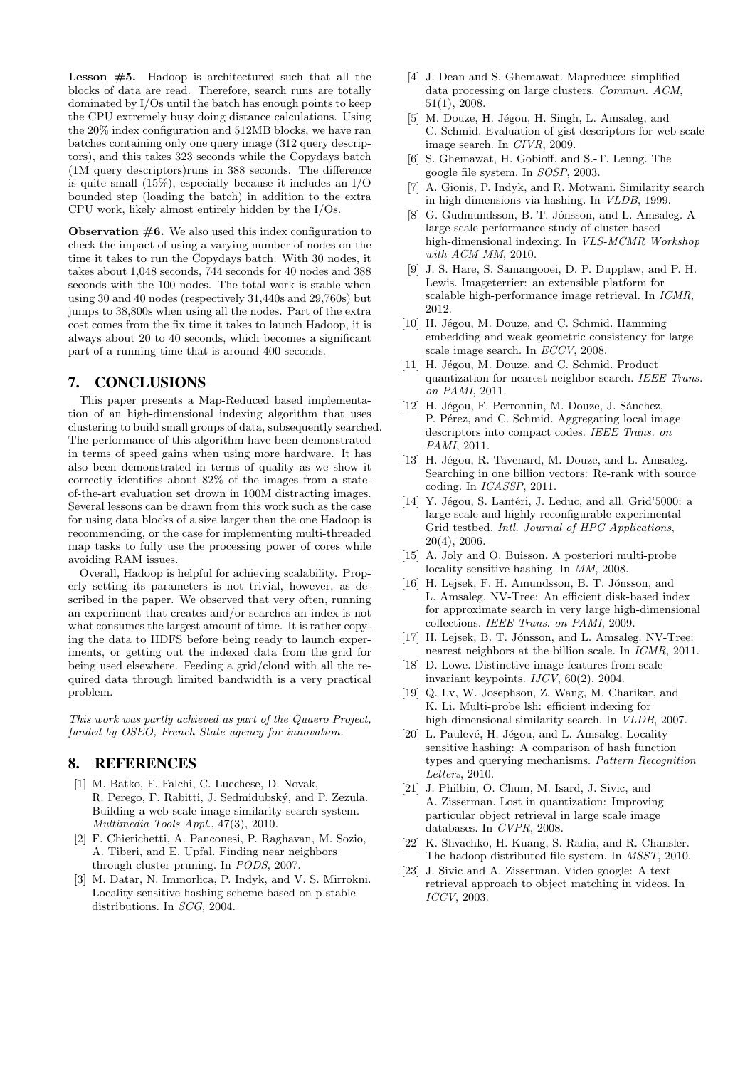**Lesson #5.** Hadoop is architectured such that all the blocks of data are read. Therefore, search runs are totally dominated by I/Os until the batch has enough points to keep the CPU extremely busy doing distance calculations. Using the 20% index configuration and 512MB blocks, we have ran batches containing only one query image (312 query descriptors), and this takes 323 seconds while the Copydays batch (1M query descriptors)runs in 388 seconds. The difference is quite small (15%), especially because it includes an I/O bounded step (loading the batch) in addition to the extra CPU work, likely almost entirely hidden by the I/Os.

**Observation #6.** We also used this index configuration to check the impact of using a varying number of nodes on the time it takes to run the Copydays batch. With 30 nodes, it takes about 1,048 seconds, 744 seconds for 40 nodes and 388 seconds with the 100 nodes. The total work is stable when using 30 and 40 nodes (respectively 31,440s and 29,760s) but jumps to 38,800s when using all the nodes. Part of the extra cost comes from the fix time it takes to launch Hadoop, it is always about 20 to 40 seconds, which becomes a significant part of a running time that is around 400 seconds.

## 7. CONCLUSIONS

This paper presents a Map-Reduced based implementation of an high-dimensional indexing algorithm that uses clustering to build small groups of data, subsequently searched. The performance of this algorithm have been demonstrated in terms of speed gains when using more hardware. It has also been demonstrated in terms of quality as we show it correctly identifies about 82% of the images from a state-of-the-art evaluation set drown in 100M distracting images. Several lessons can be drawn from this work such as the case for using data blocks of a size larger than the one Hadoop is recommending, or the case for implementing multi-threaded map tasks to fully use the processing power of cores while avoiding RAM issues.

Overall, Hadoop is helpful for achieving scalability. Properly setting its parameters is not trivial, however, as described in the paper. We observed that very often, running an experiment that creates and/or searches an index is not what consumes the largest amount of time. It is rather copying the data to HDFS before being ready to launch experiments, or getting out the indexed data from the grid for being used elsewhere. Feeding a grid/cloud with all the required data through limited bandwidth is a very practical problem.

*This work was partly achieved as part of the Quaero Project, funded by OSEO, French State agency for innovation.*

## 8. REFERENCES

[1] M. Batko, F. Falchi, C. Lucchese, D. Novak, R. Perego, F. Rabitti, J. Sedmidubský, and P. Zezula. Building a web-scale image similarity search system. *Multimedia Tools Appl.*, 47(3), 2010.

[2] F. Chierichetti, A. Panconesi, P. Raghavan, M. Sozio, A. Tiberi, and E. Upfal. Finding near neighbors through cluster pruning. In *PODS*, 2007.

[3] M. Datar, N. Immorlica, P. Indyk, and V. S. Mirrokni. Locality-sensitive hashing scheme based on p-stable distributions. In *SCG*, 2004.

[4] J. Dean and S. Ghemawat. Mapreduce: simplified data processing on large clusters. *Commun. ACM*, 51(1), 2008.

[5] M. Douze, H. Jégou, H. Singh, L. Amsaleg, and C. Schmid. Evaluation of gist descriptors for web-scale image search. In *CIVR*, 2009.

[6] S. Ghemawat, H. Gobioff, and S.-T. Leung. The google file system. In *SOSP*, 2003.

[7] A. Gionis, P. Indyk, and R. Motwani. Similarity search in high dimensions via hashing. In *VLDB*, 1999.

[8] G. Gudmundsson, B. T. Jónsson, and L. Amsaleg. A large-scale performance study of cluster-based high-dimensional indexing. In *VLS-MCMR Workshop with ACM MM*, 2010.

[9] J. S. Hare, S. Samangooei, D. P. Dupplaw, and P. H. Lewis. Imageterrier: an extensible platform for scalable high-performance image retrieval. In *ICMR*, 2012.

[10] H. Jégou, M. Douze, and C. Schmid. Hamming embedding and weak geometric consistency for large scale image search. In *ECCV*, 2008.

[11] H. Jégou, M. Douze, and C. Schmid. Product quantization for nearest neighbor search. *IEEE Trans. on PAMI*, 2011.

[12] H. Jégou, F. Perronnin, M. Douze, J. Sánchez, P. Pérez, and C. Schmid. Aggregating local image descriptors into compact codes. *IEEE Trans. on PAMI*, 2011.

[13] H. Jégou, R. Tavenard, M. Douze, and L. Amsaleg. Searching in one billion vectors: Re-rank with source coding. In *ICASSP*, 2011.

[14] Y. Jégou, S. Lantéri, J. Leduc, and all. Grid'5000: a large scale and highly reconfigurable experimental Grid testbed. *Intl. Journal of HPC Applications*, 20(4), 2006.

[15] A. Joly and O. Buisson. A posteriori multi-probe locality sensitive hashing. In *MM*, 2008.

[16] H. Lejsek, F. H. Amundsson, B. T. Jónsson, and L. Amsaleg. NV-Tree: An efficient disk-based index for approximate search in very large high-dimensional collections. *IEEE Trans. on PAMI*, 2009.

[17] H. Lejsek, B. T. Jónsson, and L. Amsaleg. NV-Tree: nearest neighbors at the billion scale. In *ICMR*, 2011.

[18] D. Lowe. Distinctive image features from scale invariant keypoints. *IJCV*, 60(2), 2004.

[19] Q. Lv, W. Josephson, Z. Wang, M. Charikar, and K. Li. Multi-probe lsh: efficient indexing for high-dimensional similarity search. In *VLDB*, 2007.

[20] L. Paulevé, H. Jégou, and L. Amsaleg. Locality sensitive hashing: A comparison of hash function types and querying mechanisms. *Pattern Recognition Letters*, 2010.

[21] J. Philbin, O. Chum, M. Isard, J. Sivic, and A. Zisserman. Lost in quantization: Improving particular object retrieval in large scale image databases. In *CVPR*, 2008.

[22] K. Shvachko, H. Kuang, S. Radia, and R. Chansler. The hadoop distributed file system. In *MSST*, 2010.

[23] J. Sivic and A. Zisserman. Video google: A text retrieval approach to object matching in videos. In *ICCV*, 2003.